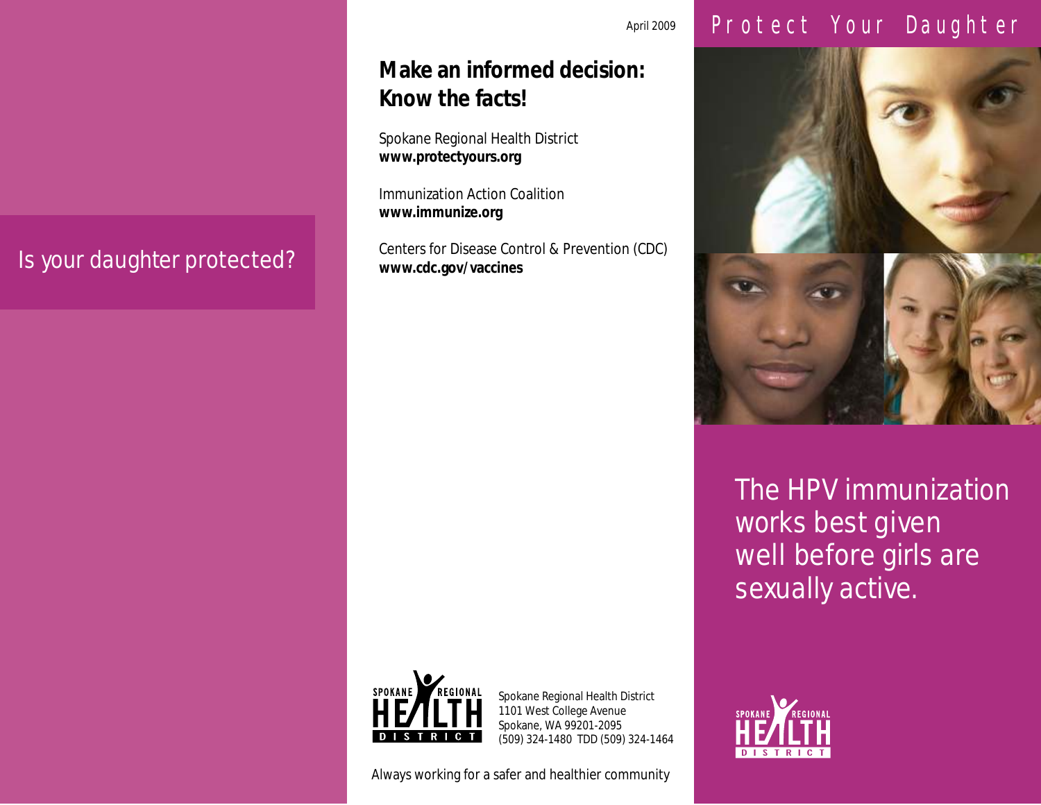Is your daughter protected?

April 2009

## Make an informed decision: Know the facts!

Spokane Regional Health District
**www.protectyours.org**

Immunization Action Coalition
**www.immunize.org**

Centers for Disease Control & Prevention (CDC)
**www.cdc.gov/vaccines**

SPOKANE REGIONAL HEALTH DISTRICT

Spokane Regional Health District
1101 West College Avenue
Spokane, WA 99201-2095
(509) 324-1480 TDD (509) 324-1464

Always working for a safer and healthier community

# Protect Your Daughter

The HPV immunization works best given well before girls are sexually active.

SPOKANE REGIONAL HEALTH DISTRICT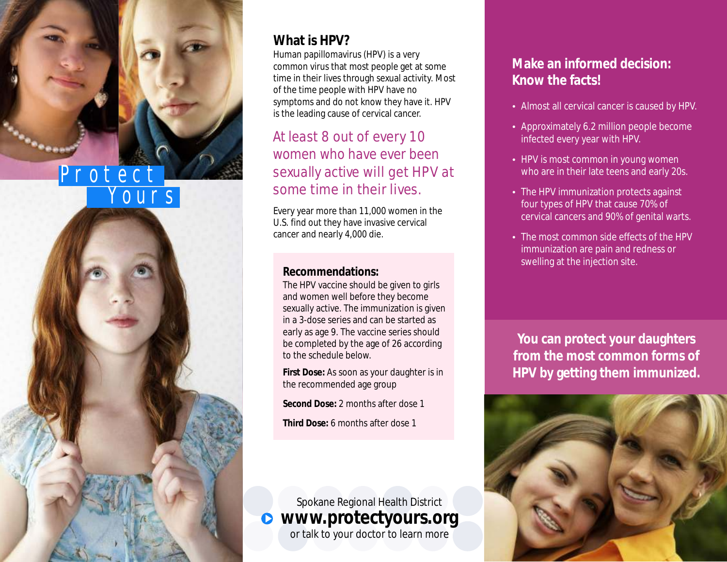Protect Yours

## What is HPV?

Human papillomavirus (HPV) is a very common virus that most people get at some time in their lives through sexual activity. Most of the time people with HPV have no symptoms and do not know they have it. HPV is the leading cause of cervical cancer.

At least 8 out of every 10 women who have ever been sexually active will get HPV at some time in their lives.

Every year more than 11,000 women in the U.S. find out they have invasive cervical cancer and nearly 4,000 die.

### Recommendations:

The HPV vaccine should be given to girls and women well before they become sexually active. The immunization is given in a 3-dose series and can be started as early as age 9. The vaccine series should be completed by the age of 26 according to the schedule below.

**First Dose:** As soon as your daughter is in the recommended age group

**Second Dose:** 2 months after dose 1

**Third Dose:** 6 months after dose 1

Spokane Regional Health District
**www.protectyours.org**
or talk to your doctor to learn more

## Make an informed decision: Know the facts!

- Almost all cervical cancer is caused by HPV.
- Approximately 6.2 million people become infected every year with HPV.
- HPV is most common in young women who are in their late teens and early 20s.
- The HPV immunization protects against four types of HPV that cause 70% of cervical cancers and 90% of genital warts.
- The most common side effects of the HPV immunization are pain and redness or swelling at the injection site.

**You can protect your daughters from the most common forms of HPV by getting them immunized.**